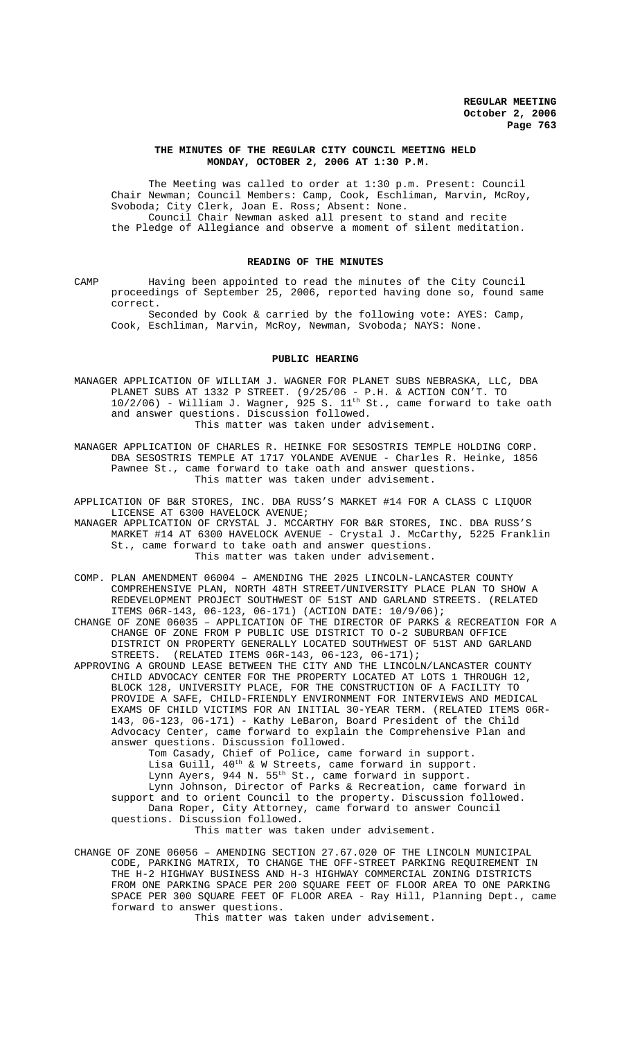# THE MINUTES OF THE REGULAR CITY COUNCIL MEETING HELD MONDAY, OCTOBER 2, 2006 AT 1:30 P.M.

The Meeting was called to order at 1:30 p.m. Present: Council Chair Newman; Council Members: Camp, Cook, Eschliman, Marvin, McRoy, Svoboda; City Clerk, Joan E. Ross; Absent: None.

Council Chair Newman asked all present to stand and recite the Pledge of Allegiance and observe a moment of silent meditation.

## READING OF THE MINUTES

CAMP Having been appointed to read the minutes of the City Council proceedings of September 25, 2006, reported having done so, found same correct.

Seconded by Cook & carried by the following vote: AYES: Camp, Cook, Eschliman, Marvin, McRoy, Newman, Svoboda; NAYS: None.

## PUBLIC HEARING

MANAGER APPLICATION OF WILLIAM J. WAGNER FOR PLANET SUBS NEBRASKA, LLC, DBA PLANET SUBS AT 1332 P STREET. (9/25/06 - P.H. & ACTION CON'T. TO 10/2/06) - William J. Wagner, 925 S. 11th St., came forward to take oath and answer questions. Discussion followed.

This matter was taken under advisement.

MANAGER APPLICATION OF CHARLES R. HEINKE FOR SESOSTRIS TEMPLE HOLDING CORP. DBA SESOSTRIS TEMPLE AT 1717 YOLANDE AVENUE - Charles R. Heinke, 1856 Pawnee St., came forward to take oath and answer questions.

This matter was taken under advisement.

APPLICATION OF B&R STORES, INC. DBA RUSS'S MARKET #14 FOR A CLASS C LIQUOR LICENSE AT 6300 HAVELOCK AVENUE;

MANAGER APPLICATION OF CRYSTAL J. MCCARTHY FOR B&R STORES, INC. DBA RUSS'S MARKET #14 AT 6300 HAVELOCK AVENUE - Crystal J. McCarthy, 5225 Franklin St., came forward to take oath and answer questions.

This matter was taken under advisement.

COMP. PLAN AMENDMENT 06004 – AMENDING THE 2025 LINCOLN-LANCASTER COUNTY COMPREHENSIVE PLAN, NORTH 48TH STREET/UNIVERSITY PLACE PLAN TO SHOW A REDEVELOPMENT PROJECT SOUTHWEST OF 51ST AND GARLAND STREETS. (RELATED ITEMS 06R-143, 06-123, 06-171) (ACTION DATE: 10/9/06);

CHANGE OF ZONE 06035 – APPLICATION OF THE DIRECTOR OF PARKS & RECREATION FOR A CHANGE OF ZONE FROM P PUBLIC USE DISTRICT TO O-2 SUBURBAN OFFICE DISTRICT ON PROPERTY GENERALLY LOCATED SOUTHWEST OF 51ST AND GARLAND STREETS. (RELATED ITEMS 06R-143, 06-123, 06-171);

APPROVING A GROUND LEASE BETWEEN THE CITY AND THE LINCOLN/LANCASTER COUNTY CHILD ADVOCACY CENTER FOR THE PROPERTY LOCATED AT LOTS 1 THROUGH 12, BLOCK 128, UNIVERSITY PLACE, FOR THE CONSTRUCTION OF A FACILITY TO PROVIDE A SAFE, CHILD-FRIENDLY ENVIRONMENT FOR INTERVIEWS AND MEDICAL EXAMS OF CHILD VICTIMS FOR AN INITIAL 30-YEAR TERM. (RELATED ITEMS 06R-143, 06-123, 06-171) - Kathy LeBaron, Board President of the Child Advocacy Center, came forward to explain the Comprehensive Plan and answer questions. Discussion followed.

Tom Casady, Chief of Police, came forward in support.

Lisa Guill, 40th & W Streets, came forward in support.

Lynn Ayers, 944 N. 55th St., came forward in support.

Lynn Johnson, Director of Parks & Recreation, came forward in support and to orient Council to the property. Discussion followed.

Dana Roper, City Attorney, came forward to answer Council questions. Discussion followed.

This matter was taken under advisement.

CHANGE OF ZONE 06056 – AMENDING SECTION 27.67.020 OF THE LINCOLN MUNICIPAL CODE, PARKING MATRIX, TO CHANGE THE OFF-STREET PARKING REQUIREMENT IN THE H-2 HIGHWAY BUSINESS AND H-3 HIGHWAY COMMERCIAL ZONING DISTRICTS FROM ONE PARKING SPACE PER 200 SQUARE FEET OF FLOOR AREA TO ONE PARKING SPACE PER 300 SQUARE FEET OF FLOOR AREA - Ray Hill, Planning Dept., came forward to answer questions.

This matter was taken under advisement.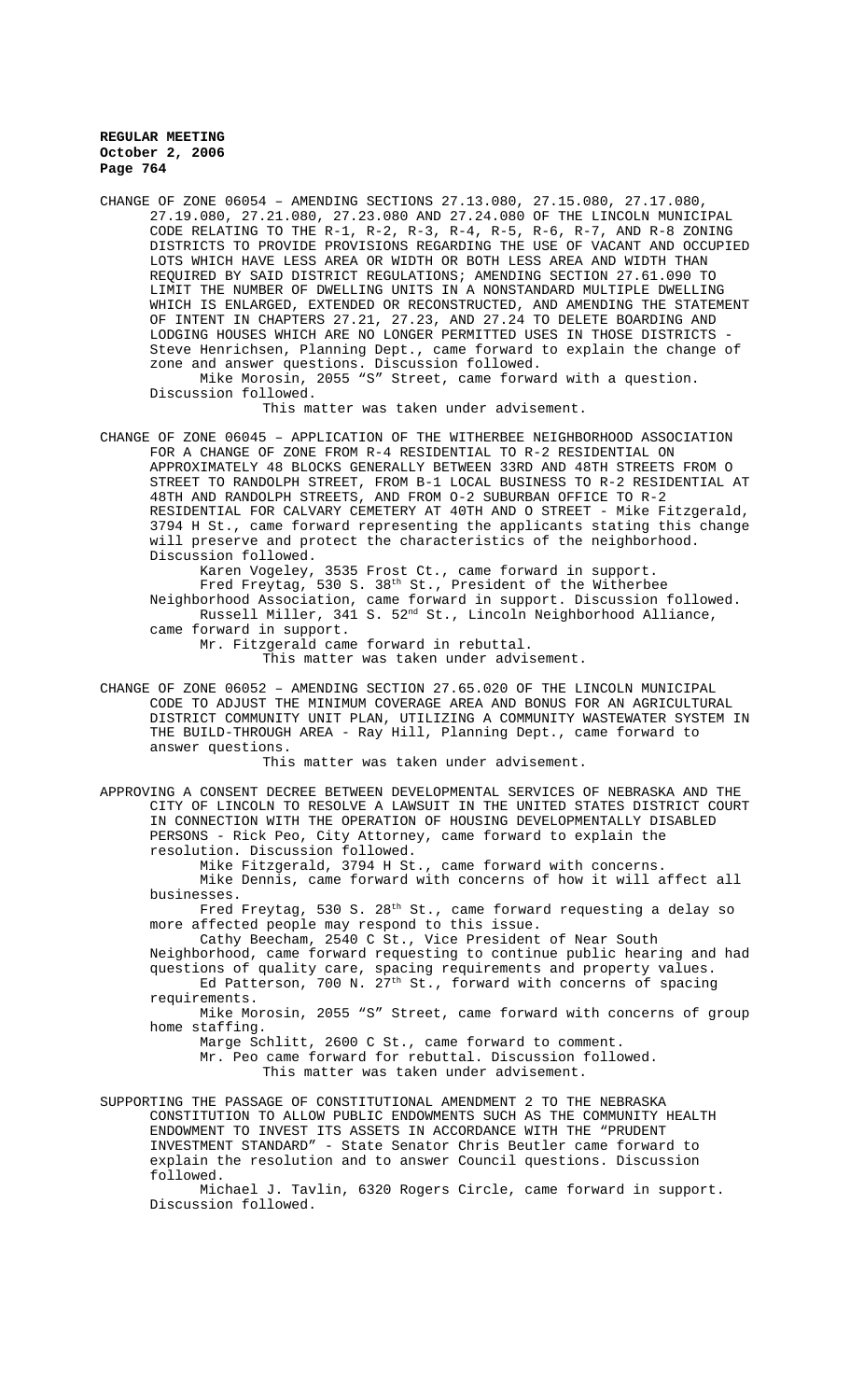CHANGE OF ZONE 06054 – AMENDING SECTIONS 27.13.080, 27.15.080, 27.17.080, 27.19.080, 27.21.080, 27.23.080 AND 27.24.080 OF THE LINCOLN MUNICIPAL CODE RELATING TO THE R-1, R-2, R-3, R-4, R-5, R-6, R-7, AND R-8 ZONING DISTRICTS TO PROVIDE PROVISIONS REGARDING THE USE OF VACANT AND OCCUPIED LOTS WHICH HAVE LESS AREA OR WIDTH OR BOTH LESS AREA AND WIDTH THAN REQUIRED BY SAID DISTRICT REGULATIONS; AMENDING SECTION 27.61.090 TO LIMIT THE NUMBER OF DWELLING UNITS IN A NONSTANDARD MULTIPLE DWELLING WHICH IS ENLARGED, EXTENDED OR RECONSTRUCTED, AND AMENDING THE STATEMENT OF INTENT IN CHAPTERS 27.21, 27.23, AND 27.24 TO DELETE BOARDING AND LODGING HOUSES WHICH ARE NO LONGER PERMITTED USES IN THOSE DISTRICTS - Steve Henrichsen, Planning Dept., came forward to explain the change of zone and answer questions. Discussion followed.

Mike Morosin, 2055 "S" Street, came forward with a question. Discussion followed.

This matter was taken under advisement.

CHANGE OF ZONE 06045 – APPLICATION OF THE WITHERBEE NEIGHBORHOOD ASSOCIATION FOR A CHANGE OF ZONE FROM R-4 RESIDENTIAL TO R-2 RESIDENTIAL ON APPROXIMATELY 48 BLOCKS GENERALLY BETWEEN 33RD AND 48TH STREETS FROM O STREET TO RANDOLPH STREET, FROM B-1 LOCAL BUSINESS TO R-2 RESIDENTIAL AT 48TH AND RANDOLPH STREETS, AND FROM O-2 SUBURBAN OFFICE TO R-2 RESIDENTIAL FOR CALVARY CEMETERY AT 40TH AND O STREET - Mike Fitzgerald, 3794 H St., came forward representing the applicants stating this change will preserve and protect the characteristics of the neighborhood. Discussion followed.

Karen Vogeley, 3535 Frost Ct., came forward in support.

Fred Freytag, 530 S. 38th St., President of the Witherbee Neighborhood Association, came forward in support. Discussion followed.

Russell Miller, 341 S. 52nd St., Lincoln Neighborhood Alliance, came forward in support.

Mr. Fitzgerald came forward in rebuttal.

This matter was taken under advisement.

CHANGE OF ZONE 06052 – AMENDING SECTION 27.65.020 OF THE LINCOLN MUNICIPAL CODE TO ADJUST THE MINIMUM COVERAGE AREA AND BONUS FOR AN AGRICULTURAL DISTRICT COMMUNITY UNIT PLAN, UTILIZING A COMMUNITY WASTEWATER SYSTEM IN THE BUILD-THROUGH AREA - Ray Hill, Planning Dept., came forward to answer questions.

This matter was taken under advisement.

APPROVING A CONSENT DECREE BETWEEN DEVELOPMENTAL SERVICES OF NEBRASKA AND THE CITY OF LINCOLN TO RESOLVE A LAWSUIT IN THE UNITED STATES DISTRICT COURT IN CONNECTION WITH THE OPERATION OF HOUSING DEVELOPMENTALLY DISABLED PERSONS - Rick Peo, City Attorney, came forward to explain the resolution. Discussion followed.

Mike Fitzgerald, 3794 H St., came forward with concerns.

Mike Dennis, came forward with concerns of how it will affect all businesses.

Fred Freytag, 530 S. 28th St., came forward requesting a delay so more affected people may respond to this issue.

Cathy Beecham, 2540 C St., Vice President of Near South Neighborhood, came forward requesting to continue public hearing and had questions of quality care, spacing requirements and property values.

Ed Patterson, 700 N. 27th St., forward with concerns of spacing requirements.

Mike Morosin, 2055 "S" Street, came forward with concerns of group home staffing.

Marge Schlitt, 2600 C St., came forward to comment.

Mr. Peo came forward for rebuttal. Discussion followed.

This matter was taken under advisement.

SUPPORTING THE PASSAGE OF CONSTITUTIONAL AMENDMENT 2 TO THE NEBRASKA CONSTITUTION TO ALLOW PUBLIC ENDOWMENTS SUCH AS THE COMMUNITY HEALTH ENDOWMENT TO INVEST ITS ASSETS IN ACCORDANCE WITH THE "PRUDENT INVESTMENT STANDARD" - State Senator Chris Beutler came forward to explain the resolution and to answer Council questions. Discussion followed.

Michael J. Tavlin, 6320 Rogers Circle, came forward in support. Discussion followed.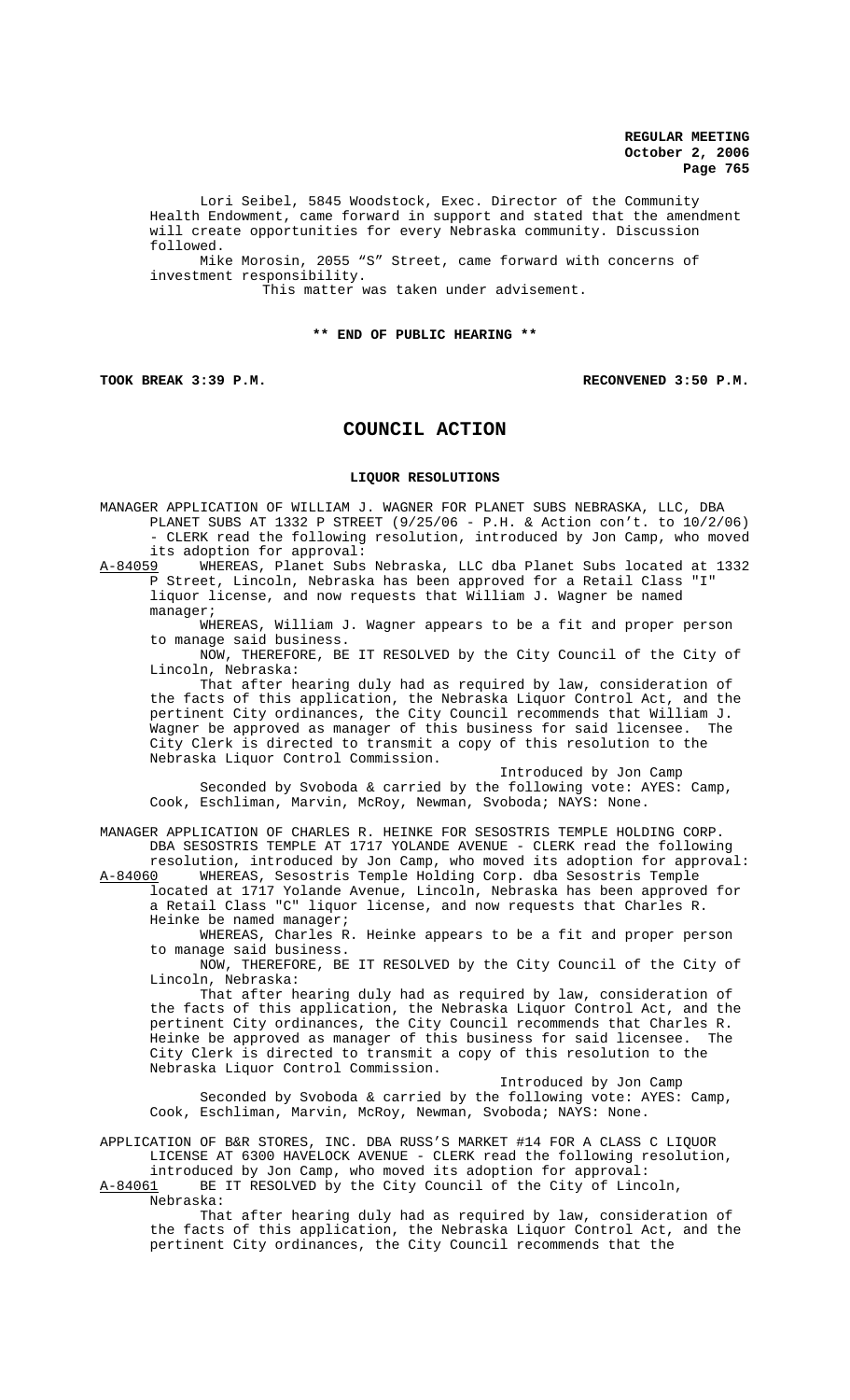Lori Seibel, 5845 Woodstock, Exec. Director of the Community Health Endowment, came forward in support and stated that the amendment will create opportunities for every Nebraska community. Discussion followed.

Mike Morosin, 2055 "S" Street, came forward with concerns of investment responsibility.

This matter was taken under advisement.

**\*\* END OF PUBLIC HEARING \*\***

**TOOK BREAK 3:39 P.M.** **RECONVENED 3:50 P.M.**

# COUNCIL ACTION

## LIQUOR RESOLUTIONS

MANAGER APPLICATION OF WILLIAM J. WAGNER FOR PLANET SUBS NEBRASKA, LLC, DBA PLANET SUBS AT 1332 P STREET (9/25/06 - P.H. & Action con't. to 10/2/06) - CLERK read the following resolution, introduced by Jon Camp, who moved its adoption for approval:

A-84059 WHEREAS, Planet Subs Nebraska, LLC dba Planet Subs located at 1332 P Street, Lincoln, Nebraska has been approved for a Retail Class "I" liquor license, and now requests that William J. Wagner be named manager;

WHEREAS, William J. Wagner appears to be a fit and proper person to manage said business.

NOW, THEREFORE, BE IT RESOLVED by the City Council of the City of Lincoln, Nebraska:

That after hearing duly had as required by law, consideration of the facts of this application, the Nebraska Liquor Control Act, and the pertinent City ordinances, the City Council recommends that William J. Wagner be approved as manager of this business for said licensee. The City Clerk is directed to transmit a copy of this resolution to the Nebraska Liquor Control Commission.

Introduced by Jon Camp

Seconded by Svoboda & carried by the following vote: AYES: Camp, Cook, Eschliman, Marvin, McRoy, Newman, Svoboda; NAYS: None.

MANAGER APPLICATION OF CHARLES R. HEINKE FOR SESOSTRIS TEMPLE HOLDING CORP. DBA SESOSTRIS TEMPLE AT 1717 YOLANDE AVENUE - CLERK read the following resolution, introduced by Jon Camp, who moved its adoption for approval:

A-84060 WHEREAS, Sesostris Temple Holding Corp. dba Sesostris Temple located at 1717 Yolande Avenue, Lincoln, Nebraska has been approved for a Retail Class "C" liquor license, and now requests that Charles R. Heinke be named manager;

WHEREAS, Charles R. Heinke appears to be a fit and proper person to manage said business.

NOW, THEREFORE, BE IT RESOLVED by the City Council of the City of Lincoln, Nebraska:

That after hearing duly had as required by law, consideration of the facts of this application, the Nebraska Liquor Control Act, and the pertinent City ordinances, the City Council recommends that Charles R. Heinke be approved as manager of this business for said licensee. The City Clerk is directed to transmit a copy of this resolution to the Nebraska Liquor Control Commission.

Introduced by Jon Camp

Seconded by Svoboda & carried by the following vote: AYES: Camp, Cook, Eschliman, Marvin, McRoy, Newman, Svoboda; NAYS: None.

APPLICATION OF B&R STORES, INC. DBA RUSS'S MARKET #14 FOR A CLASS C LIQUOR LICENSE AT 6300 HAVELOCK AVENUE - CLERK read the following resolution, introduced by Jon Camp, who moved its adoption for approval:

A-84061 BE IT RESOLVED by the City Council of the City of Lincoln, Nebraska:

That after hearing duly had as required by law, consideration of the facts of this application, the Nebraska Liquor Control Act, and the pertinent City ordinances, the City Council recommends that the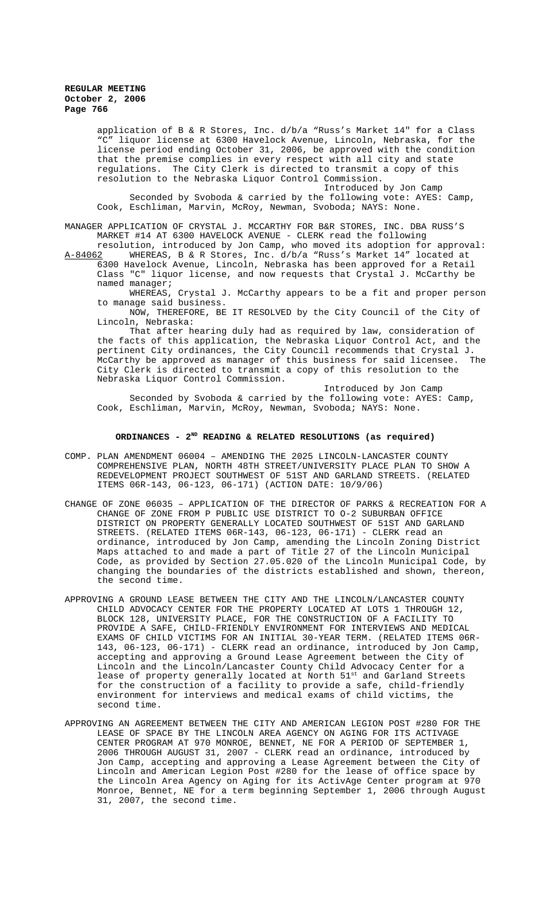application of B & R Stores, Inc. d/b/a "Russ's Market 14" for a Class "C" liquor license at 6300 Havelock Avenue, Lincoln, Nebraska, for the license period ending October 31, 2006, be approved with the condition that the premise complies in every respect with all city and state regulations. The City Clerk is directed to transmit a copy of this resolution to the Nebraska Liquor Control Commission.

Introduced by Jon Camp

Seconded by Svoboda & carried by the following vote: AYES: Camp, Cook, Eschliman, Marvin, McRoy, Newman, Svoboda; NAYS: None.

MANAGER APPLICATION OF CRYSTAL J. MCCARTHY FOR B&R STORES, INC. DBA RUSS'S MARKET #14 AT 6300 HAVELOCK AVENUE - CLERK read the following resolution, introduced by Jon Camp, who moved its adoption for approval:

A-84062 WHEREAS, B & R Stores, Inc. d/b/a "Russ's Market 14" located at 6300 Havelock Avenue, Lincoln, Nebraska has been approved for a Retail Class "C" liquor license, and now requests that Crystal J. McCarthy be named manager;

WHEREAS, Crystal J. McCarthy appears to be a fit and proper person to manage said business.

NOW, THEREFORE, BE IT RESOLVED by the City Council of the City of Lincoln, Nebraska:

That after hearing duly had as required by law, consideration of the facts of this application, the Nebraska Liquor Control Act, and the pertinent City ordinances, the City Council recommends that Crystal J. McCarthy be approved as manager of this business for said licensee. The City Clerk is directed to transmit a copy of this resolution to the Nebraska Liquor Control Commission.

Introduced by Jon Camp

Seconded by Svoboda & carried by the following vote: AYES: Camp, Cook, Eschliman, Marvin, McRoy, Newman, Svoboda; NAYS: None.

## ORDINANCES - 2ND READING & RELATED RESOLUTIONS (as required)

COMP. PLAN AMENDMENT 06004 – AMENDING THE 2025 LINCOLN-LANCASTER COUNTY COMPREHENSIVE PLAN, NORTH 48TH STREET/UNIVERSITY PLACE PLAN TO SHOW A REDEVELOPMENT PROJECT SOUTHWEST OF 51ST AND GARLAND STREETS. (RELATED ITEMS 06R-143, 06-123, 06-171) (ACTION DATE: 10/9/06)

CHANGE OF ZONE 06035 – APPLICATION OF THE DIRECTOR OF PARKS & RECREATION FOR A CHANGE OF ZONE FROM P PUBLIC USE DISTRICT TO O-2 SUBURBAN OFFICE DISTRICT ON PROPERTY GENERALLY LOCATED SOUTHWEST OF 51ST AND GARLAND STREETS. (RELATED ITEMS 06R-143, 06-123, 06-171) - CLERK read an ordinance, introduced by Jon Camp, amending the Lincoln Zoning District Maps attached to and made a part of Title 27 of the Lincoln Municipal Code, as provided by Section 27.05.020 of the Lincoln Municipal Code, by changing the boundaries of the districts established and shown, thereon, the second time.

APPROVING A GROUND LEASE BETWEEN THE CITY AND THE LINCOLN/LANCASTER COUNTY CHILD ADVOCACY CENTER FOR THE PROPERTY LOCATED AT LOTS 1 THROUGH 12, BLOCK 128, UNIVERSITY PLACE, FOR THE CONSTRUCTION OF A FACILITY TO PROVIDE A SAFE, CHILD-FRIENDLY ENVIRONMENT FOR INTERVIEWS AND MEDICAL EXAMS OF CHILD VICTIMS FOR AN INITIAL 30-YEAR TERM. (RELATED ITEMS 06R-143, 06-123, 06-171) - CLERK read an ordinance, introduced by Jon Camp, accepting and approving a Ground Lease Agreement between the City of Lincoln and the Lincoln/Lancaster County Child Advocacy Center for a lease of property generally located at North 51st and Garland Streets for the construction of a facility to provide a safe, child-friendly environment for interviews and medical exams of child victims, the second time.

APPROVING AN AGREEMENT BETWEEN THE CITY AND AMERICAN LEGION POST #280 FOR THE LEASE OF SPACE BY THE LINCOLN AREA AGENCY ON AGING FOR ITS ACTIVAGE CENTER PROGRAM AT 970 MONROE, BENNET, NE FOR A PERIOD OF SEPTEMBER 1, 2006 THROUGH AUGUST 31, 2007 - CLERK read an ordinance, introduced by Jon Camp, accepting and approving a Lease Agreement between the City of Lincoln and American Legion Post #280 for the lease of office space by the Lincoln Area Agency on Aging for its ActivAge Center program at 970 Monroe, Bennet, NE for a term beginning September 1, 2006 through August 31, 2007, the second time.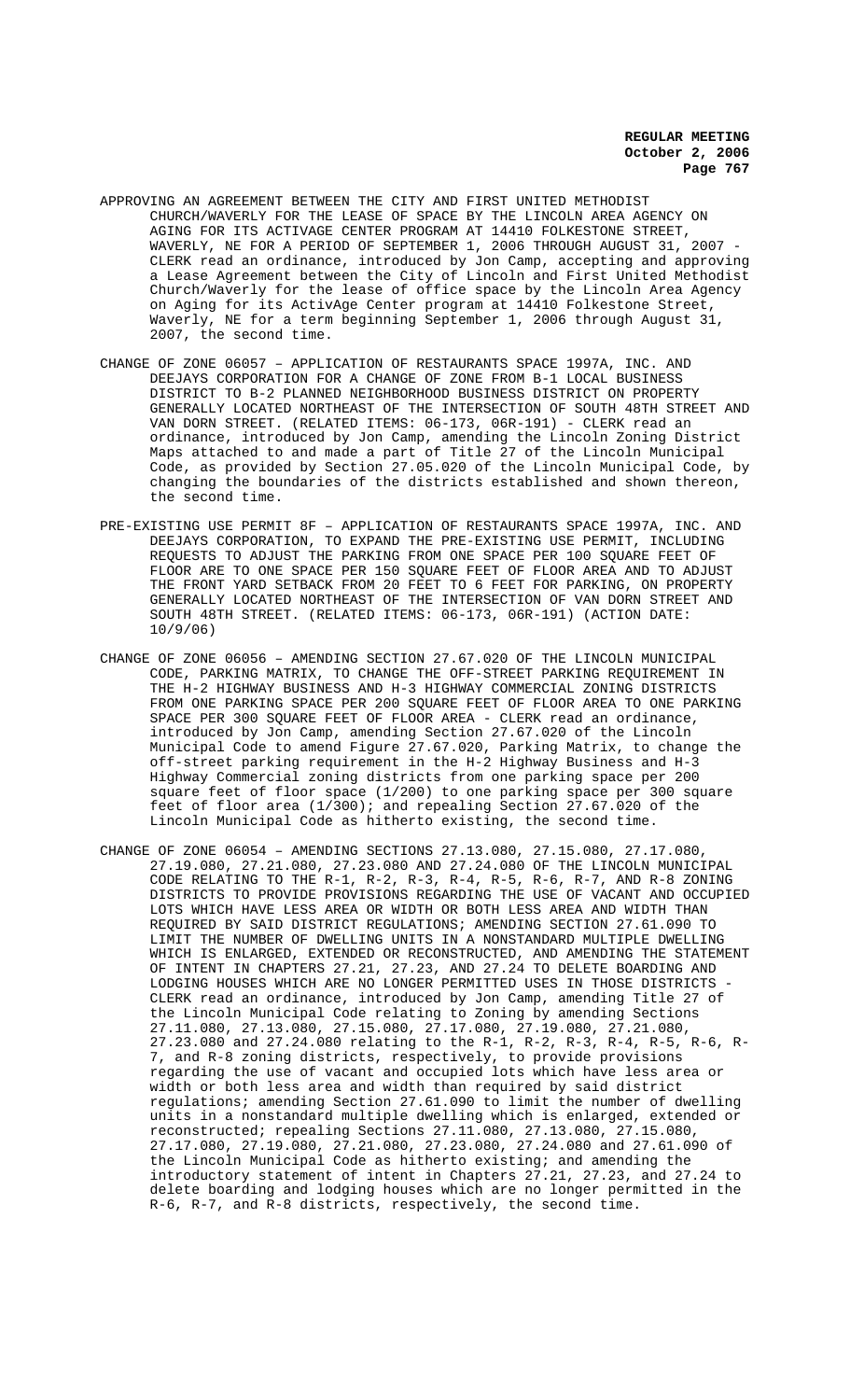APPROVING AN AGREEMENT BETWEEN THE CITY AND FIRST UNITED METHODIST CHURCH/WAVERLY FOR THE LEASE OF SPACE BY THE LINCOLN AREA AGENCY ON AGING FOR ITS ACTIVAGE CENTER PROGRAM AT 14410 FOLKESTONE STREET, WAVERLY, NE FOR A PERIOD OF SEPTEMBER 1, 2006 THROUGH AUGUST 31, 2007 - CLERK read an ordinance, introduced by Jon Camp, accepting and approving a Lease Agreement between the City of Lincoln and First United Methodist Church/Waverly for the lease of office space by the Lincoln Area Agency on Aging for its ActivAge Center program at 14410 Folkestone Street, Waverly, NE for a term beginning September 1, 2006 through August 31, 2007, the second time.

CHANGE OF ZONE 06057 – APPLICATION OF RESTAURANTS SPACE 1997A, INC. AND DEEJAYS CORPORATION FOR A CHANGE OF ZONE FROM B-1 LOCAL BUSINESS DISTRICT TO B-2 PLANNED NEIGHBORHOOD BUSINESS DISTRICT ON PROPERTY GENERALLY LOCATED NORTHEAST OF THE INTERSECTION OF SOUTH 48TH STREET AND VAN DORN STREET. (RELATED ITEMS: 06-173, 06R-191) - CLERK read an ordinance, introduced by Jon Camp, amending the Lincoln Zoning District Maps attached to and made a part of Title 27 of the Lincoln Municipal Code, as provided by Section 27.05.020 of the Lincoln Municipal Code, by changing the boundaries of the districts established and shown thereon, the second time.

PRE-EXISTING USE PERMIT 8F – APPLICATION OF RESTAURANTS SPACE 1997A, INC. AND DEEJAYS CORPORATION, TO EXPAND THE PRE-EXISTING USE PERMIT, INCLUDING REQUESTS TO ADJUST THE PARKING FROM ONE SPACE PER 100 SQUARE FEET OF FLOOR ARE TO ONE SPACE PER 150 SQUARE FEET OF FLOOR AREA AND TO ADJUST THE FRONT YARD SETBACK FROM 20 FEET TO 6 FEET FOR PARKING, ON PROPERTY GENERALLY LOCATED NORTHEAST OF THE INTERSECTION OF VAN DORN STREET AND SOUTH 48TH STREET. (RELATED ITEMS: 06-173, 06R-191) (ACTION DATE: 10/9/06)

CHANGE OF ZONE 06056 – AMENDING SECTION 27.67.020 OF THE LINCOLN MUNICIPAL CODE, PARKING MATRIX, TO CHANGE THE OFF-STREET PARKING REQUIREMENT IN THE H-2 HIGHWAY BUSINESS AND H-3 HIGHWAY COMMERCIAL ZONING DISTRICTS FROM ONE PARKING SPACE PER 200 SQUARE FEET OF FLOOR AREA TO ONE PARKING SPACE PER 300 SQUARE FEET OF FLOOR AREA - CLERK read an ordinance, introduced by Jon Camp, amending Section 27.67.020 of the Lincoln Municipal Code to amend Figure 27.67.020, Parking Matrix, to change the off-street parking requirement in the H-2 Highway Business and H-3 Highway Commercial zoning districts from one parking space per 200 square feet of floor space (1/200) to one parking space per 300 square feet of floor area (1/300); and repealing Section 27.67.020 of the Lincoln Municipal Code as hitherto existing, the second time.

CHANGE OF ZONE 06054 – AMENDING SECTIONS 27.13.080, 27.15.080, 27.17.080, 27.19.080, 27.21.080, 27.23.080 AND 27.24.080 OF THE LINCOLN MUNICIPAL CODE RELATING TO THE R-1, R-2, R-3, R-4, R-5, R-6, R-7, AND R-8 ZONING DISTRICTS TO PROVIDE PROVISIONS REGARDING THE USE OF VACANT AND OCCUPIED LOTS WHICH HAVE LESS AREA OR WIDTH OR BOTH LESS AREA AND WIDTH THAN REQUIRED BY SAID DISTRICT REGULATIONS; AMENDING SECTION 27.61.090 TO LIMIT THE NUMBER OF DWELLING UNITS IN A NONSTANDARD MULTIPLE DWELLING WHICH IS ENLARGED, EXTENDED OR RECONSTRUCTED, AND AMENDING THE STATEMENT OF INTENT IN CHAPTERS 27.21, 27.23, AND 27.24 TO DELETE BOARDING AND LODGING HOUSES WHICH ARE NO LONGER PERMITTED USES IN THOSE DISTRICTS - CLERK read an ordinance, introduced by Jon Camp, amending Title 27 of the Lincoln Municipal Code relating to Zoning by amending Sections 27.11.080, 27.13.080, 27.15.080, 27.17.080, 27.19.080, 27.21.080, 27.23.080 and 27.24.080 relating to the R-1, R-2, R-3, R-4, R-5, R-6, R-7, and R-8 zoning districts, respectively, to provide provisions regarding the use of vacant and occupied lots which have less area or width or both less area and width than required by said district regulations; amending Section 27.61.090 to limit the number of dwelling units in a nonstandard multiple dwelling which is enlarged, extended or reconstructed; repealing Sections 27.11.080, 27.13.080, 27.15.080, 27.17.080, 27.19.080, 27.21.080, 27.23.080, 27.24.080 and 27.61.090 of the Lincoln Municipal Code as hitherto existing; and amending the introductory statement of intent in Chapters 27.21, 27.23, and 27.24 to delete boarding and lodging houses which are no longer permitted in the R-6, R-7, and R-8 districts, respectively, the second time.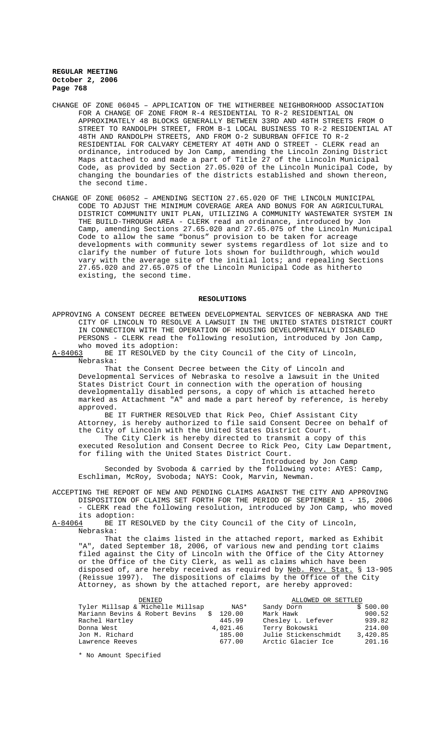CHANGE OF ZONE 06045 – APPLICATION OF THE WITHERBEE NEIGHBORHOOD ASSOCIATION FOR A CHANGE OF ZONE FROM R-4 RESIDENTIAL TO R-2 RESIDENTIAL ON APPROXIMATELY 48 BLOCKS GENERALLY BETWEEN 33RD AND 48TH STREETS FROM O STREET TO RANDOLPH STREET, FROM B-1 LOCAL BUSINESS TO R-2 RESIDENTIAL AT 48TH AND RANDOLPH STREETS, AND FROM O-2 SUBURBAN OFFICE TO R-2 RESIDENTIAL FOR CALVARY CEMETERY AT 40TH AND O STREET - CLERK read an ordinance, introduced by Jon Camp, amending the Lincoln Zoning District Maps attached to and made a part of Title 27 of the Lincoln Municipal Code, as provided by Section 27.05.020 of the Lincoln Municipal Code, by changing the boundaries of the districts established and shown thereon, the second time.

CHANGE OF ZONE 06052 – AMENDING SECTION 27.65.020 OF THE LINCOLN MUNICIPAL CODE TO ADJUST THE MINIMUM COVERAGE AREA AND BONUS FOR AN AGRICULTURAL DISTRICT COMMUNITY UNIT PLAN, UTILIZING A COMMUNITY WASTEWATER SYSTEM IN THE BUILD-THROUGH AREA - CLERK read an ordinance, introduced by Jon Camp, amending Sections 27.65.020 and 27.65.075 of the Lincoln Municipal Code to allow the same "bonus" provision to be taken for acreage developments with community sewer systems regardless of lot size and to clarify the number of future lots shown for buildthrough, which would vary with the average site of the initial lots; and repealing Sections 27.65.020 and 27.65.075 of the Lincoln Municipal Code as hitherto existing, the second time.

## RESOLUTIONS

APPROVING A CONSENT DECREE BETWEEN DEVELOPMENTAL SERVICES OF NEBRASKA AND THE CITY OF LINCOLN TO RESOLVE A LAWSUIT IN THE UNITED STATES DISTRICT COURT IN CONNECTION WITH THE OPERATION OF HOUSING DEVELOPMENTALLY DISABLED PERSONS - CLERK read the following resolution, introduced by Jon Camp, who moved its adoption:

A-84063 BE IT RESOLVED by the City Council of the City of Lincoln, Nebraska:

That the Consent Decree between the City of Lincoln and Developmental Services of Nebraska to resolve a lawsuit in the United States District Court in connection with the operation of housing developmentally disabled persons, a copy of which is attached hereto marked as Attachment "A" and made a part hereof by reference, is hereby approved.

BE IT FURTHER RESOLVED that Rick Peo, Chief Assistant City Attorney, is hereby authorized to file said Consent Decree on behalf of the City of Lincoln with the United States District Court.

The City Clerk is hereby directed to transmit a copy of this executed Resolution and Consent Decree to Rick Peo, City Law Department, for filing with the United States District Court.

Introduced by Jon Camp

Seconded by Svoboda & carried by the following vote: AYES: Camp, Eschliman, McRoy, Svoboda; NAYS: Cook, Marvin, Newman.

ACCEPTING THE REPORT OF NEW AND PENDING CLAIMS AGAINST THE CITY AND APPROVING DISPOSITION OF CLAIMS SET FORTH FOR THE PERIOD OF SEPTEMBER 1 - 15, 2006 - CLERK read the following resolution, introduced by Jon Camp, who moved its adoption:

A-84064 BE IT RESOLVED by the City Council of the City of Lincoln, Nebraska:

That the claims listed in the attached report, marked as Exhibit "A", dated September 18, 2006, of various new and pending tort claims filed against the City of Lincoln with the Office of the City Attorney or the Office of the City Clerk, as well as claims which have been disposed of, are hereby received as required by Neb. Rev. Stat. § 13-905 (Reissue 1997). The dispositions of claims by the Office of the City Attorney, as shown by the attached report, are hereby approved:

| DENIED | | ALLOWED OR SETTLED | |
|---|---|---|---|
| Tyler Millsap & Michelle Millsap | NAS* | Sandy Dorn | $ 500.00 |
| Mariann Bevins & Robert Bevins | $ 120.00 | Mark Hawk | 900.52 |
| Rachel Hartley | 445.99 | Chesley L. Lefever | 939.82 |
| Donna West | 4,021.46 | Terry Bokowski | 214.00 |
| Jon M. Richard | 185.00 | Julie Stickenschmidt | 3,420.85 |
| Lawrence Reeves | 677.00 | Arctic Glacier Ice | 201.16 |

\* No Amount Specified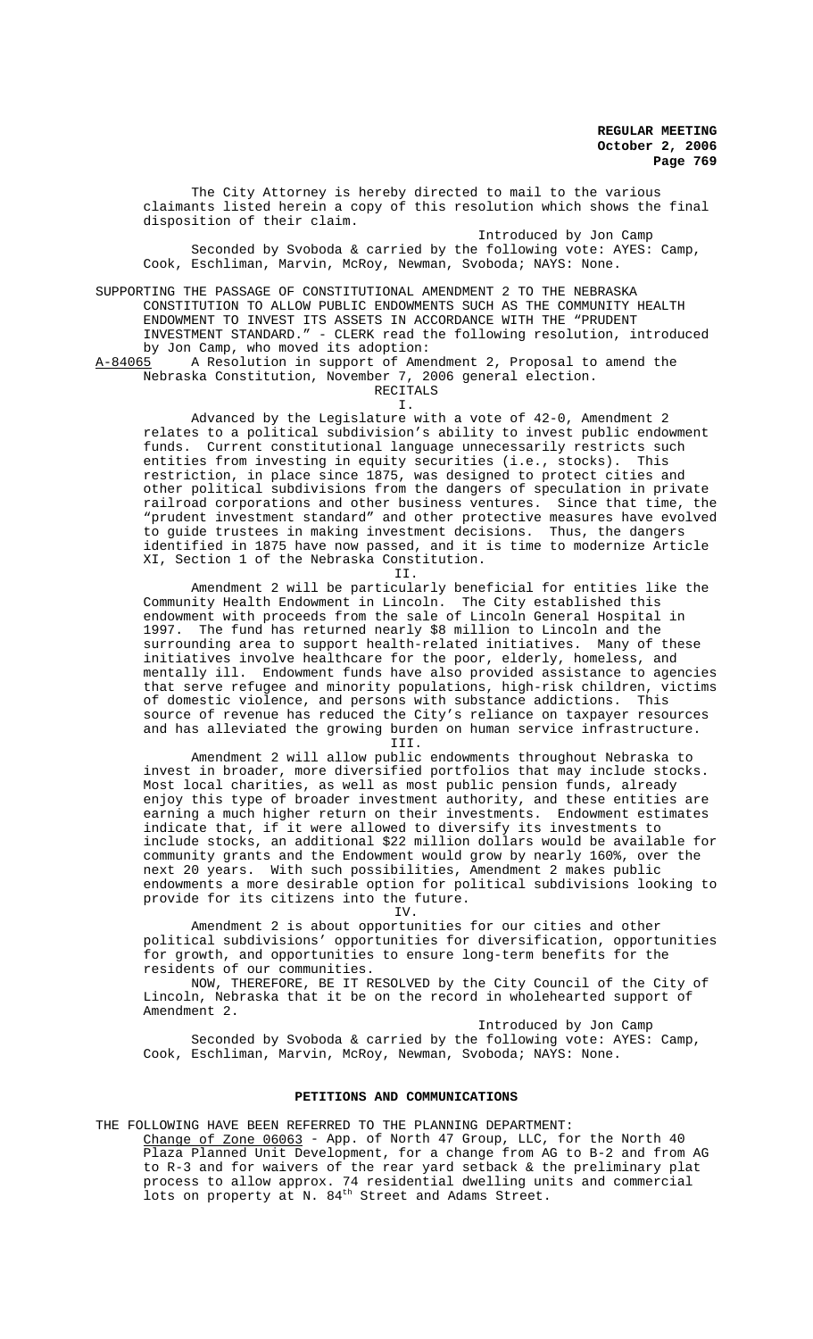The City Attorney is hereby directed to mail to the various claimants listed herein a copy of this resolution which shows the final disposition of their claim.

Introduced by Jon Camp

Seconded by Svoboda & carried by the following vote: AYES: Camp, Cook, Eschliman, Marvin, McRoy, Newman, Svoboda; NAYS: None.

SUPPORTING THE PASSAGE OF CONSTITUTIONAL AMENDMENT 2 TO THE NEBRASKA CONSTITUTION TO ALLOW PUBLIC ENDOWMENTS SUCH AS THE COMMUNITY HEALTH ENDOWMENT TO INVEST ITS ASSETS IN ACCORDANCE WITH THE "PRUDENT INVESTMENT STANDARD." - CLERK read the following resolution, introduced by Jon Camp, who moved its adoption:

A-84065 A Resolution in support of Amendment 2, Proposal to amend the Nebraska Constitution, November 7, 2006 general election.

RECITALS

I.

Advanced by the Legislature with a vote of 42-0, Amendment 2 relates to a political subdivision's ability to invest public endowment funds. Current constitutional language unnecessarily restricts such entities from investing in equity securities (i.e., stocks). This restriction, in place since 1875, was designed to protect cities and other political subdivisions from the dangers of speculation in private railroad corporations and other business ventures. Since that time, the "prudent investment standard" and other protective measures have evolved to guide trustees in making investment decisions. Thus, the dangers identified in 1875 have now passed, and it is time to modernize Article XI, Section 1 of the Nebraska Constitution.

II.

Amendment 2 will be particularly beneficial for entities like the Community Health Endowment in Lincoln. The City established this endowment with proceeds from the sale of Lincoln General Hospital in 1997. The fund has returned nearly $8 million to Lincoln and the surrounding area to support health-related initiatives. Many of these initiatives involve healthcare for the poor, elderly, homeless, and mentally ill. Endowment funds have also provided assistance to agencies that serve refugee and minority populations, high-risk children, victims of domestic violence, and persons with substance addictions. This source of revenue has reduced the City's reliance on taxpayer resources and has alleviated the growing burden on human service infrastructure.

III.

Amendment 2 will allow public endowments throughout Nebraska to invest in broader, more diversified portfolios that may include stocks. Most local charities, as well as most public pension funds, already enjoy this type of broader investment authority, and these entities are earning a much higher return on their investments. Endowment estimates indicate that, if it were allowed to diversify its investments to include stocks, an additional $22 million dollars would be available for community grants and the Endowment would grow by nearly 160%, over the next 20 years. With such possibilities, Amendment 2 makes public endowments a more desirable option for political subdivisions looking to provide for its citizens into the future.

IV.

Amendment 2 is about opportunities for our cities and other political subdivisions' opportunities for diversification, opportunities for growth, and opportunities to ensure long-term benefits for the residents of our communities.

NOW, THEREFORE, BE IT RESOLVED by the City Council of the City of Lincoln, Nebraska that it be on the record in wholehearted support of Amendment 2.

Introduced by Jon Camp

Seconded by Svoboda & carried by the following vote: AYES: Camp, Cook, Eschliman, Marvin, McRoy, Newman, Svoboda; NAYS: None.

## PETITIONS AND COMMUNICATIONS

THE FOLLOWING HAVE BEEN REFERRED TO THE PLANNING DEPARTMENT:

Change of Zone 06063 - App. of North 47 Group, LLC, for the North 40 Plaza Planned Unit Development, for a change from AG to B-2 and from AG to R-3 and for waivers of the rear yard setback & the preliminary plat process to allow approx. 74 residential dwelling units and commercial lots on property at N. 84th Street and Adams Street.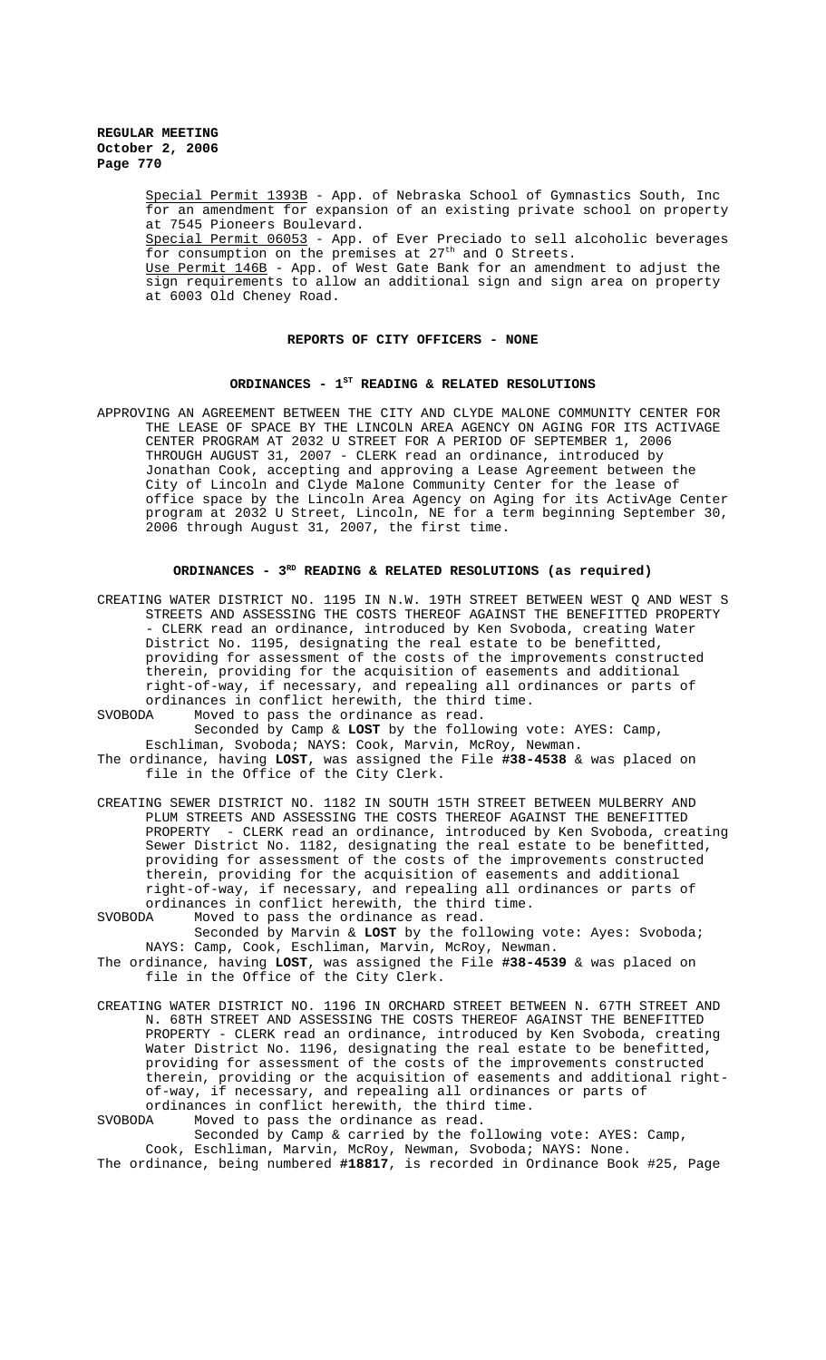Special Permit 1393B - App. of Nebraska School of Gymnastics South, Inc for an amendment for expansion of an existing private school on property at 7545 Pioneers Boulevard.

Special Permit 06053 - App. of Ever Preciado to sell alcoholic beverages for consumption on the premises at 27th and O Streets.

Use Permit 146B - App. of West Gate Bank for an amendment to adjust the sign requirements to allow an additional sign and sign area on property at 6003 Old Cheney Road.

## REPORTS OF CITY OFFICERS - NONE

## ORDINANCES - 1ST READING & RELATED RESOLUTIONS

APPROVING AN AGREEMENT BETWEEN THE CITY AND CLYDE MALONE COMMUNITY CENTER FOR THE LEASE OF SPACE BY THE LINCOLN AREA AGENCY ON AGING FOR ITS ACTIVAGE CENTER PROGRAM AT 2032 U STREET FOR A PERIOD OF SEPTEMBER 1, 2006 THROUGH AUGUST 31, 2007 - CLERK read an ordinance, introduced by Jonathan Cook, accepting and approving a Lease Agreement between the City of Lincoln and Clyde Malone Community Center for the lease of office space by the Lincoln Area Agency on Aging for its ActivAge Center program at 2032 U Street, Lincoln, NE for a term beginning September 30, 2006 through August 31, 2007, the first time.

## ORDINANCES - 3RD READING & RELATED RESOLUTIONS (as required)

CREATING WATER DISTRICT NO. 1195 IN N.W. 19TH STREET BETWEEN WEST Q AND WEST S STREETS AND ASSESSING THE COSTS THEREOF AGAINST THE BENEFITTED PROPERTY - CLERK read an ordinance, introduced by Ken Svoboda, creating Water District No. 1195, designating the real estate to be benefitted, providing for assessment of the costs of the improvements constructed therein, providing for the acquisition of easements and additional right-of-way, if necessary, and repealing all ordinances or parts of ordinances in conflict herewith, the third time.

SVOBODA Moved to pass the ordinance as read.

Seconded by Camp & **LOST** by the following vote: AYES: Camp, Eschliman, Svoboda; NAYS: Cook, Marvin, McRoy, Newman.

The ordinance, having **LOST**, was assigned the File **#38-4538** & was placed on file in the Office of the City Clerk.

CREATING SEWER DISTRICT NO. 1182 IN SOUTH 15TH STREET BETWEEN MULBERRY AND PLUM STREETS AND ASSESSING THE COSTS THEREOF AGAINST THE BENEFITTED PROPERTY - CLERK read an ordinance, introduced by Ken Svoboda, creating Sewer District No. 1182, designating the real estate to be benefitted, providing for assessment of the costs of the improvements constructed therein, providing for the acquisition of easements and additional right-of-way, if necessary, and repealing all ordinances or parts of ordinances in conflict herewith, the third time.

SVOBODA Moved to pass the ordinance as read.

Seconded by Marvin & **LOST** by the following vote: Ayes: Svoboda; NAYS: Camp, Cook, Eschliman, Marvin, McRoy, Newman.

The ordinance, having **LOST**, was assigned the File **#38-4539** & was placed on file in the Office of the City Clerk.

CREATING WATER DISTRICT NO. 1196 IN ORCHARD STREET BETWEEN N. 67TH STREET AND N. 68TH STREET AND ASSESSING THE COSTS THEREOF AGAINST THE BENEFITTED PROPERTY - CLERK read an ordinance, introduced by Ken Svoboda, creating Water District No. 1196, designating the real estate to be benefitted, providing for assessment of the costs of the improvements constructed therein, providing or the acquisition of easements and additional right-of-way, if necessary, and repealing all ordinances or parts of ordinances in conflict herewith, the third time.

SVOBODA Moved to pass the ordinance as read.

Seconded by Camp & carried by the following vote: AYES: Camp, Cook, Eschliman, Marvin, McRoy, Newman, Svoboda; NAYS: None.

The ordinance, being numbered **#18817**, is recorded in Ordinance Book #25, Page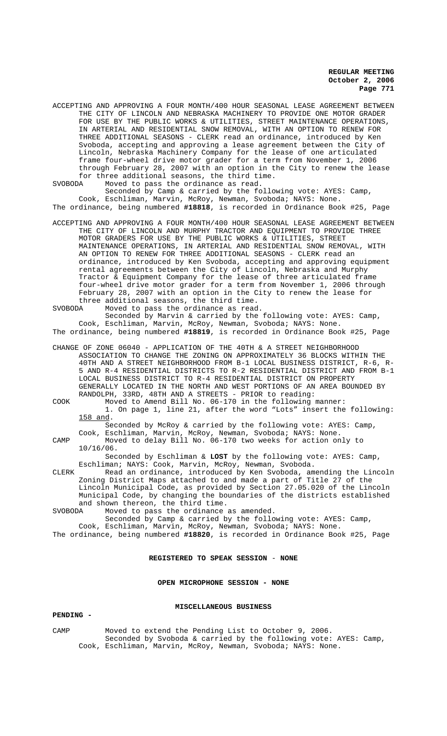ACCEPTING AND APPROVING A FOUR MONTH/400 HOUR SEASONAL LEASE AGREEMENT BETWEEN THE CITY OF LINCOLN AND NEBRASKA MACHINERY TO PROVIDE ONE MOTOR GRADER FOR USE BY THE PUBLIC WORKS & UTILITIES, STREET MAINTENANCE OPERATIONS, IN ARTERIAL AND RESIDENTIAL SNOW REMOVAL, WITH AN OPTION TO RENEW FOR THREE ADDITIONAL SEASONS - CLERK read an ordinance, introduced by Ken Svoboda, accepting and approving a lease agreement between the City of Lincoln, Nebraska Machinery Company for the lease of one articulated frame four-wheel drive motor grader for a term from November 1, 2006 through February 28, 2007 with an option in the City to renew the lease for three additional seasons, the third time.

SVOBODA Moved to pass the ordinance as read.

Seconded by Camp & carried by the following vote: AYES: Camp, Cook, Eschliman, Marvin, McRoy, Newman, Svoboda; NAYS: None.

The ordinance, being numbered **#18818**, is recorded in Ordinance Book #25, Page

ACCEPTING AND APPROVING A FOUR MONTH/400 HOUR SEASONAL LEASE AGREEMENT BETWEEN THE CITY OF LINCOLN AND MURPHY TRACTOR AND EQUIPMENT TO PROVIDE THREE MOTOR GRADERS FOR USE BY THE PUBLIC WORKS & UTILITIES, STREET MAINTENANCE OPERATIONS, IN ARTERIAL AND RESIDENTIAL SNOW REMOVAL, WITH AN OPTION TO RENEW FOR THREE ADDITIONAL SEASONS - CLERK read an ordinance, introduced by Ken Svoboda, accepting and approving equipment rental agreements between the City of Lincoln, Nebraska and Murphy Tractor & Equipment Company for the lease of three articulated frame four-wheel drive motor grader for a term from November 1, 2006 through February 28, 2007 with an option in the City to renew the lease for three additional seasons, the third time.

SVOBODA Moved to pass the ordinance as read.

Seconded by Marvin & carried by the following vote: AYES: Camp, Cook, Eschliman, Marvin, McRoy, Newman, Svoboda; NAYS: None.

The ordinance, being numbered **#18819**, is recorded in Ordinance Book #25, Page

CHANGE OF ZONE 06040 - APPLICATION OF THE 40TH & A STREET NEIGHBORHOOD ASSOCIATION TO CHANGE THE ZONING ON APPROXIMATELY 36 BLOCKS WITHIN THE 40TH AND A STREET NEIGHBORHOOD FROM B-1 LOCAL BUSINESS DISTRICT, R-6, R-5 AND R-4 RESIDENTIAL DISTRICTS TO R-2 RESIDENTIAL DISTRICT AND FROM B-1 LOCAL BUSINESS DISTRICT TO R-4 RESIDENTIAL DISTRICT ON PROPERTY GENERALLY LOCATED IN THE NORTH AND WEST PORTIONS OF AN AREA BOUNDED BY RANDOLPH, 33RD, 48TH AND A STREETS - PRIOR to reading:

COOK Moved to Amend Bill No. 06-170 in the following manner:

1. On page 1, line 21, after the word "Lots" insert the following: 158 and.

Seconded by McRoy & carried by the following vote: AYES: Camp, Cook, Eschliman, Marvin, McRoy, Newman, Svoboda; NAYS: None.

CAMP Moved to delay Bill No. 06-170 two weeks for action only to 10/16/06.

Seconded by Eschliman & **LOST** by the following vote: AYES: Camp, Eschliman; NAYS: Cook, Marvin, McRoy, Newman, Svoboda.

CLERK Read an ordinance, introduced by Ken Svoboda, amending the Lincoln Zoning District Maps attached to and made a part of Title 27 of the Lincoln Municipal Code, as provided by Section 27.05.020 of the Lincoln Municipal Code, by changing the boundaries of the districts established and shown thereon, the third time.

SVOBODA Moved to pass the ordinance as amended.

Seconded by Camp & carried by the following vote: AYES: Camp, Cook, Eschliman, Marvin, McRoy, Newman, Svoboda; NAYS: None.

The ordinance, being numbered **#18820**, is recorded in Ordinance Book #25, Page

## REGISTERED TO SPEAK SESSION - NONE

## OPEN MICROPHONE SESSION - NONE

## MISCELLANEOUS BUSINESS

**PENDING -**

CAMP Moved to extend the Pending List to October 9, 2006.

Seconded by Svoboda & carried by the following vote: AYES: Camp, Cook, Eschliman, Marvin, McRoy, Newman, Svoboda; NAYS: None.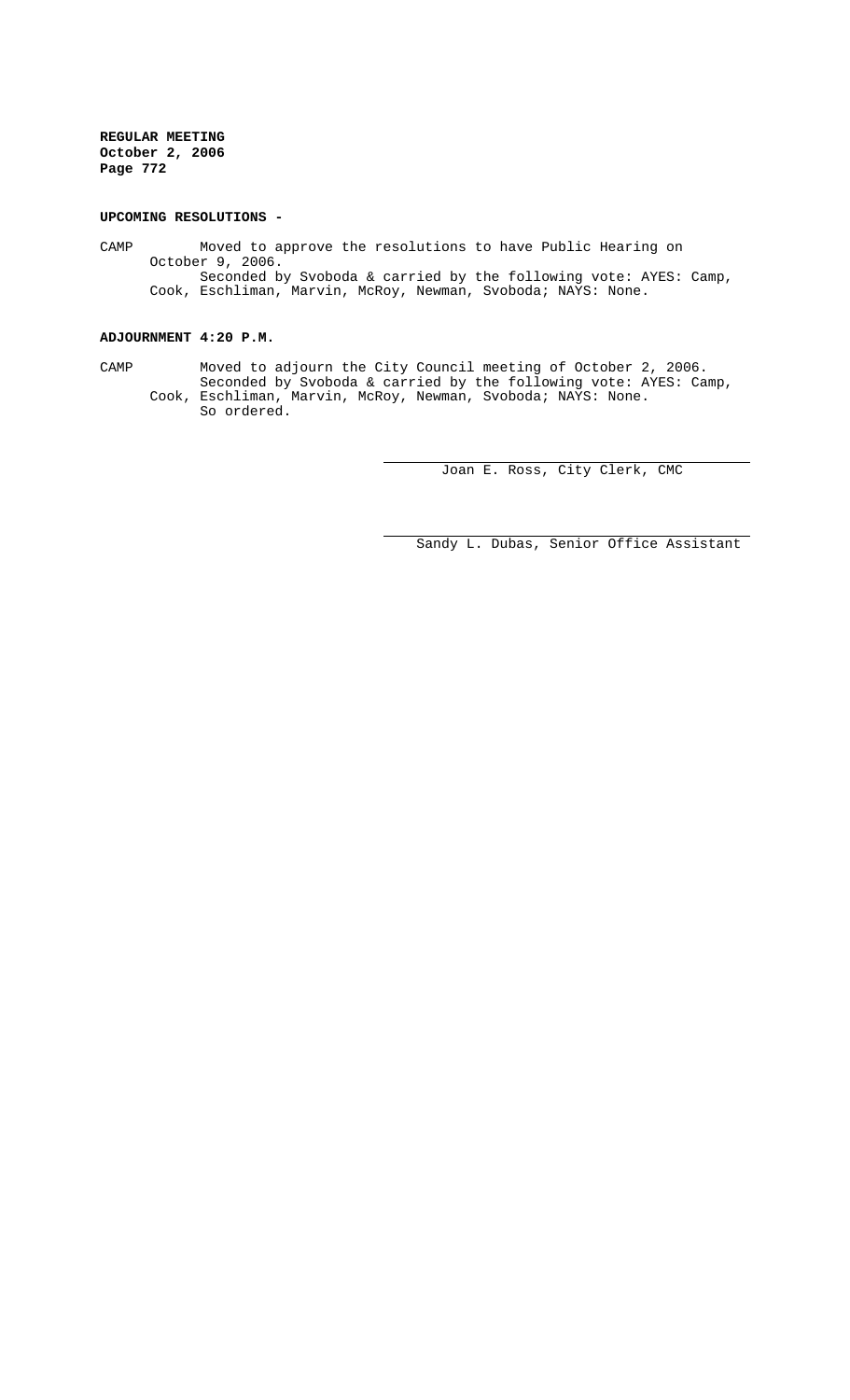**UPCOMING RESOLUTIONS -**

CAMP Moved to approve the resolutions to have Public Hearing on October 9, 2006.
Seconded by Svoboda & carried by the following vote: AYES: Camp, Cook, Eschliman, Marvin, McRoy, Newman, Svoboda; NAYS: None.

**ADJOURNMENT 4:20 P.M.**

CAMP Moved to adjourn the City Council meeting of October 2, 2006.
Seconded by Svoboda & carried by the following vote: AYES: Camp, Cook, Eschliman, Marvin, McRoy, Newman, Svoboda; NAYS: None.
So ordered.

Joan E. Ross, City Clerk, CMC

Sandy L. Dubas, Senior Office Assistant